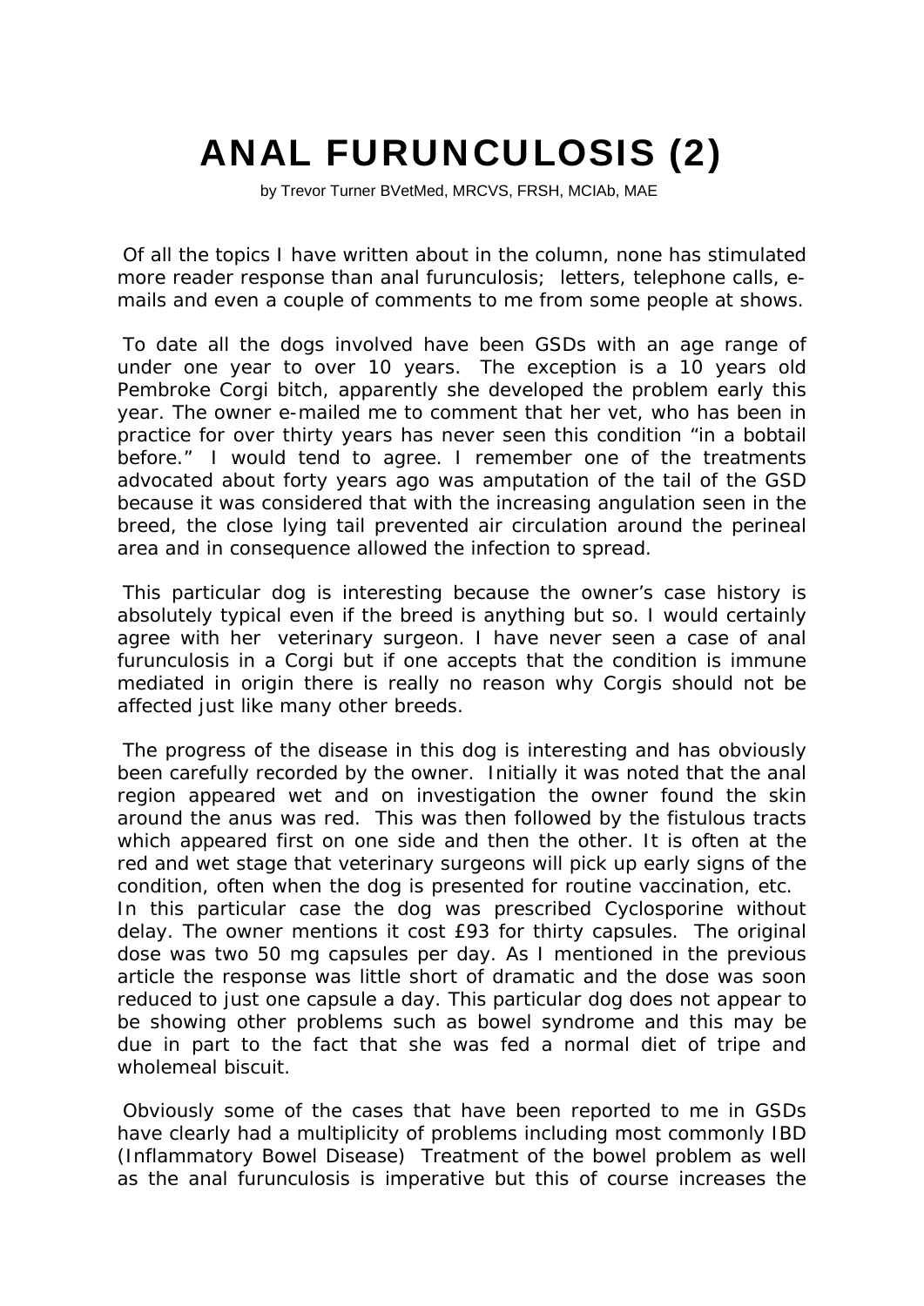# ANAL FURUNCULOSIS (2)

by Trevor Turner BVetMed, MRCVS, FRSH, MCIAb, MAE

Of all the topics I have written about in the column, none has stimulated more reader response than anal furunculosis; letters, telephone calls, e-mails and even a couple of comments to me from some people at shows.

To date all the dogs involved have been GSDs with an age range of under one year to over 10 years. The exception is a 10 years old Pembroke Corgi bitch, apparently she developed the problem early this year. The owner e-mailed me to comment that her vet, who has been in practice for over thirty years has never seen this condition "in a bobtail before." I would tend to agree. I remember one of the treatments advocated about forty years ago was amputation of the tail of the GSD because it was considered that with the increasing angulation seen in the breed, the close lying tail prevented air circulation around the perineal area and in consequence allowed the infection to spread.

This particular dog is interesting because the owner's case history is absolutely typical even if the breed is anything but so. I would certainly agree with her veterinary surgeon. I have never seen a case of anal furunculosis in a Corgi but if one accepts that the condition is immune mediated in origin there is really no reason why Corgis should not be affected just like many other breeds.

The progress of the disease in this dog is interesting and has obviously been carefully recorded by the owner. Initially it was noted that the anal region appeared wet and on investigation the owner found the skin around the anus was red. This was then followed by the fistulous tracts which appeared first on one side and then the other. It is often at the red and wet stage that veterinary surgeons will pick up early signs of the condition, often when the dog is presented for routine vaccination, etc.
In this particular case the dog was prescribed Cyclosporine without delay. The owner mentions it cost £93 for thirty capsules. The original dose was two 50 mg capsules per day. As I mentioned in the previous article the response was little short of dramatic and the dose was soon reduced to just one capsule a day. This particular dog does not appear to be showing other problems such as bowel syndrome and this may be due in part to the fact that she was fed a normal diet of tripe and wholemeal biscuit.

Obviously some of the cases that have been reported to me in GSDs have clearly had a multiplicity of problems including most commonly IBD (Inflammatory Bowel Disease) Treatment of the bowel problem as well as the anal furunculosis is imperative but this of course increases the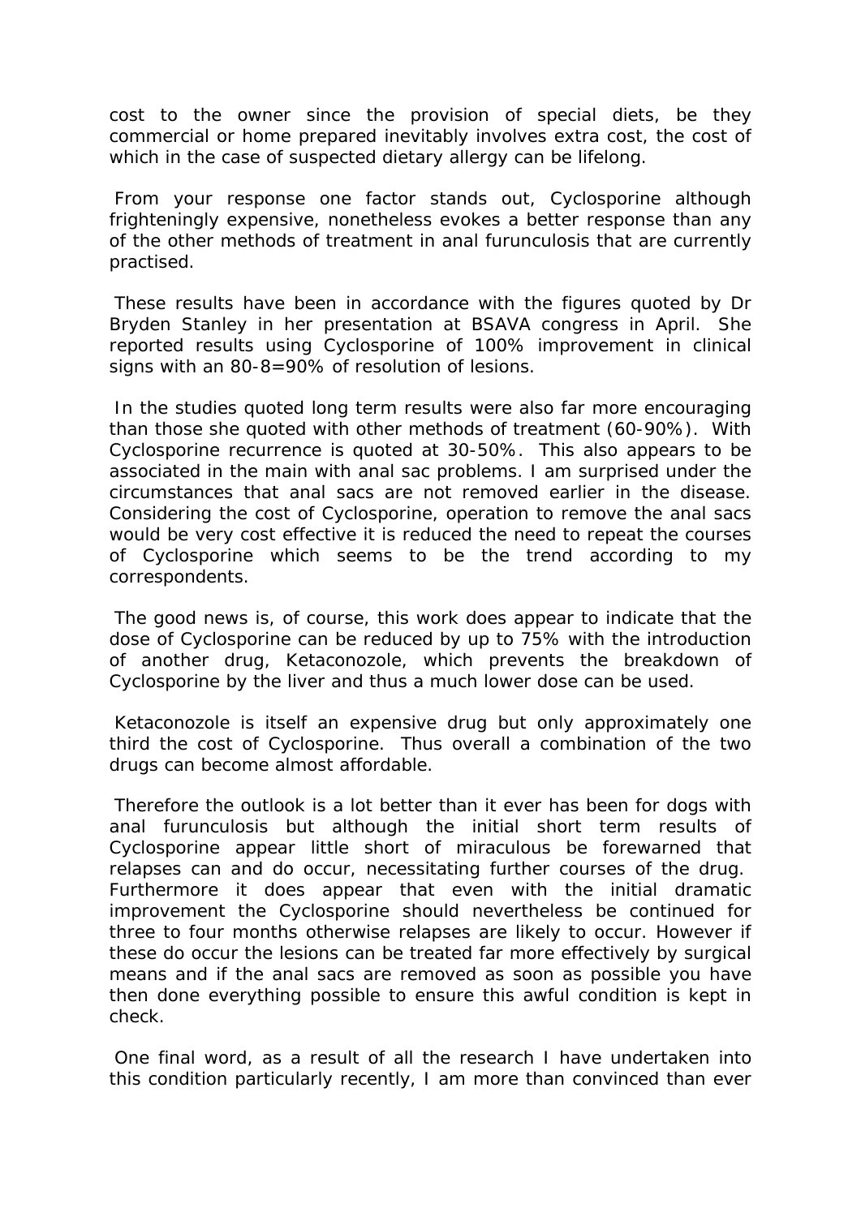cost to the owner since the provision of special diets, be they commercial or home prepared inevitably involves extra cost, the cost of which in the case of suspected dietary allergy can be lifelong.

From your response one factor stands out, Cyclosporine although frighteningly expensive, nonetheless evokes a better response than any of the other methods of treatment in anal furunculosis that are currently practised.

These results have been in accordance with the figures quoted by Dr Bryden Stanley in her presentation at BSAVA congress in April. She reported results using Cyclosporine of 100% improvement in clinical signs with an 80-8=90% of resolution of lesions.

In the studies quoted long term results were also far more encouraging than those she quoted with other methods of treatment (60-90%). With Cyclosporine recurrence is quoted at 30-50%. This also appears to be associated in the main with anal sac problems. I am surprised under the circumstances that anal sacs are not removed earlier in the disease. Considering the cost of Cyclosporine, operation to remove the anal sacs would be very cost effective it is reduced the need to repeat the courses of Cyclosporine which seems to be the trend according to my correspondents.

The good news is, of course, this work does appear to indicate that the dose of Cyclosporine can be reduced by up to 75% with the introduction of another drug, Ketaconozole, which prevents the breakdown of Cyclosporine by the liver and thus a much lower dose can be used.

Ketaconozole is itself an expensive drug but only approximately one third the cost of Cyclosporine. Thus overall a combination of the two drugs can become almost affordable.

Therefore the outlook is a lot better than it ever has been for dogs with anal furunculosis but although the initial short term results of Cyclosporine appear little short of miraculous be forewarned that relapses can and do occur, necessitating further courses of the drug. Furthermore it does appear that even with the initial dramatic improvement the Cyclosporine should nevertheless be continued for three to four months otherwise relapses are likely to occur. However if these do occur the lesions can be treated far more effectively by surgical means and if the anal sacs are removed as soon as possible you have then done everything possible to ensure this awful condition is kept in check.

One final word, as a result of all the research I have undertaken into this condition particularly recently, I am more than convinced than ever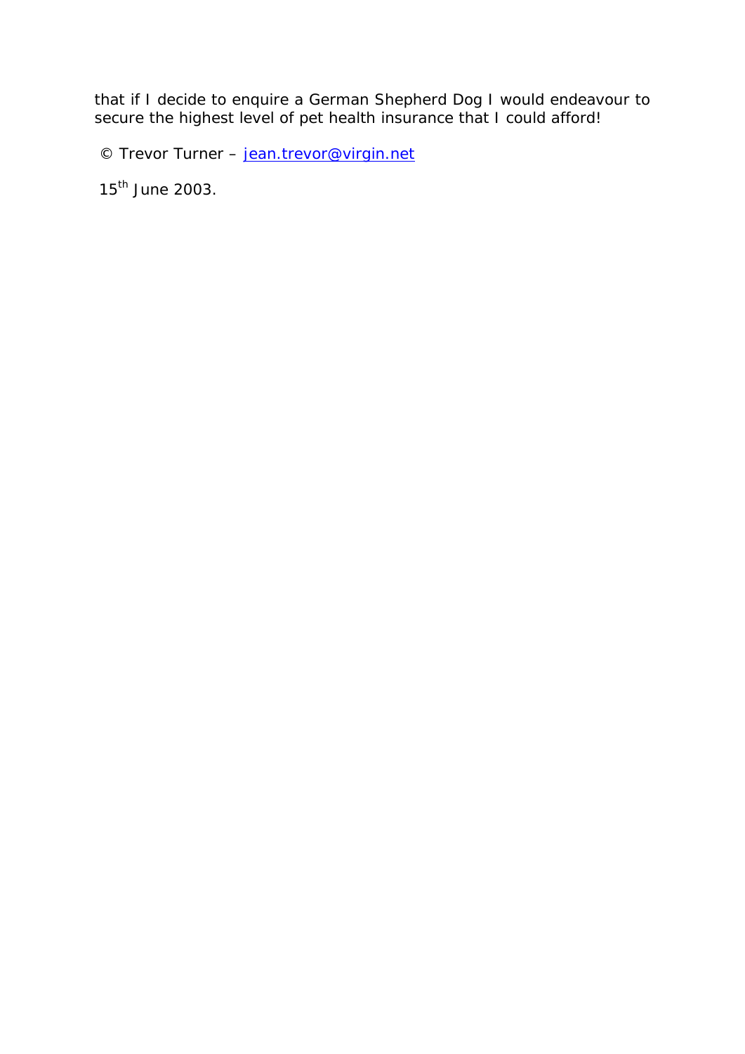that if I decide to enquire a German Shepherd Dog I would endeavour to secure the highest level of pet health insurance that I could afford!

© Trevor Turner – [jean.trevor@virgin.net](mailto:jean.trevor@virgin.net)

15th June 2003.